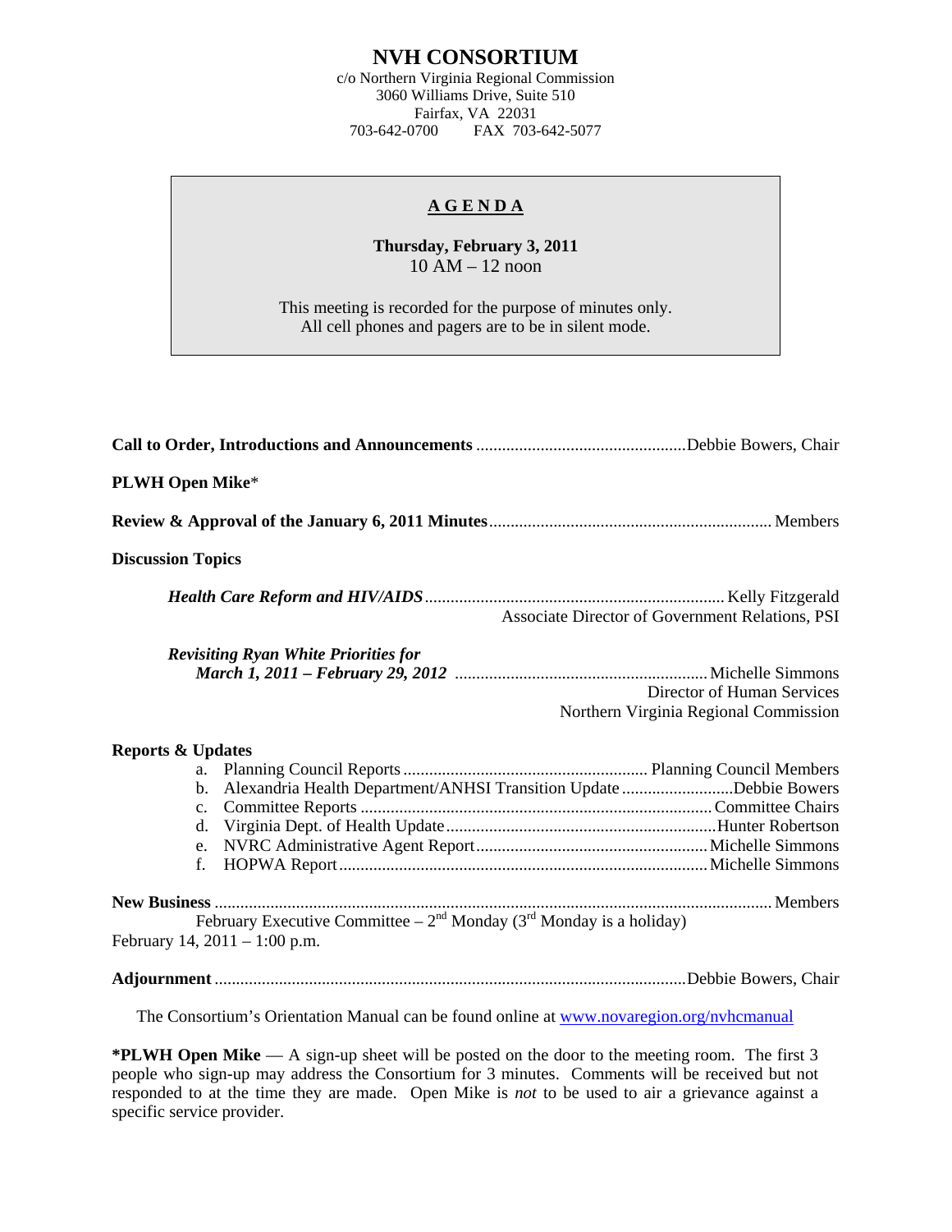# NVH CONSORTIUM

c/o Northern Virginia Regional Commission
3060 Williams Drive, Suite 510
Fairfax, VA 22031
703-642-0700 FAX 703-642-5077

## AGENDA

**Thursday, February 3, 2011**
10 AM – 12 noon

This meeting is recorded for the purpose of minutes only.
All cell phones and pagers are to be in silent mode.

**Call to Order, Introductions and Announcements** ........ Debbie Bowers, Chair

**PLWH Open Mike***

**Review & Approval of the January 6, 2011 Minutes** ........ Members

**Discussion Topics**

***Health Care Reform and HIV/AIDS*** ........ Kelly Fitzgerald
Associate Director of Government Relations, PSI

***Revisiting Ryan White Priorities for March 1, 2011 – February 29, 2012*** ........ Michelle Simmons
Director of Human Services
Northern Virginia Regional Commission

**Reports & Updates**

a. Planning Council Reports ........ Planning Council Members
b. Alexandria Health Department/ANHSI Transition Update ........ Debbie Bowers
c. Committee Reports ........ Committee Chairs
d. Virginia Dept. of Health Update ........ Hunter Robertson
e. NVRC Administrative Agent Report ........ Michelle Simmons
f. HOPWA Report ........ Michelle Simmons

**New Business** ........ Members
February Executive Committee – 2nd Monday (3rd Monday is a holiday)
February 14, 2011 – 1:00 p.m.

**Adjournment** ........ Debbie Bowers, Chair

The Consortium's Orientation Manual can be found online at [www.novaregion.org/nvhcmanual](http://www.novaregion.org/nvhcmanual)

**\*PLWH Open Mike** — A sign-up sheet will be posted on the door to the meeting room. The first 3 people who sign-up may address the Consortium for 3 minutes. Comments will be received but not responded to at the time they are made. Open Mike is *not* to be used to air a grievance against a specific service provider.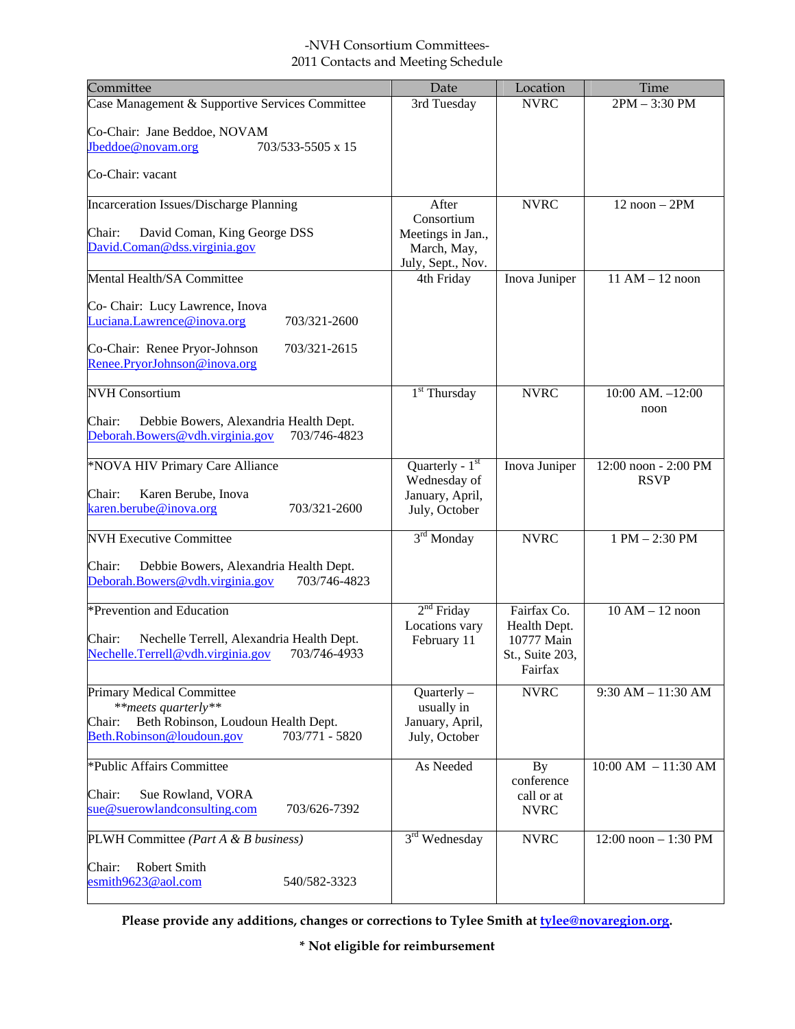-NVH Consortium Committees-
2011 Contacts and Meeting Schedule

| Committee | Date | Location | Time |
|---|---|---|---|
| Case Management & Supportive Services Committee<br><br>Co-Chair: Jane Beddoe, NOVAM<br>Jbeddoe@novam.org 703/533-5505 x 15<br><br>Co-Chair: vacant | 3rd Tuesday | NVRC | 2PM – 3:30 PM |
| Incarceration Issues/Discharge Planning<br><br>Chair: David Coman, King George DSS<br>David.Coman@dss.virginia.gov | After Consortium Meetings in Jan., March, May, July, Sept., Nov. | NVRC | 12 noon – 2PM |
| Mental Health/SA Committee<br><br>Co- Chair: Lucy Lawrence, Inova<br>Luciana.Lawrence@inova.org 703/321-2600<br><br>Co-Chair: Renee Pryor-Johnson 703/321-2615<br>Renee.PryorJohnson@inova.org | 4th Friday | Inova Juniper | 11 AM – 12 noon |
| NVH Consortium<br><br>Chair: Debbie Bowers, Alexandria Health Dept.<br>Deborah.Bowers@vdh.virginia.gov 703/746-4823 | 1st Thursday | NVRC | 10:00 AM. –12:00 noon |
| *NOVA HIV Primary Care Alliance<br><br>Chair: Karen Berube, Inova<br>karen.berube@inova.org 703/321-2600 | Quarterly - 1st Wednesday of January, April, July, October | Inova Juniper | 12:00 noon - 2:00 PM RSVP |
| NVH Executive Committee<br><br>Chair: Debbie Bowers, Alexandria Health Dept.<br>Deborah.Bowers@vdh.virginia.gov 703/746-4823 | 3rd Monday | NVRC | 1 PM – 2:30 PM |
| *Prevention and Education<br><br>Chair: Nechelle Terrell, Alexandria Health Dept.<br>Nechelle.Terrell@vdh.virginia.gov 703/746-4933 | 2nd Friday<br>Locations vary<br>February 11 | Fairfax Co. Health Dept. 10777 Main St., Suite 203, Fairfax | 10 AM – 12 noon |
| Primary Medical Committee<br>*\*meets quarterly\*\**<br>Chair: Beth Robinson, Loudoun Health Dept.<br>Beth.Robinson@loudoun.gov 703/771 - 5820 | Quarterly – usually in January, April, July, October | NVRC | 9:30 AM – 11:30 AM |
| *Public Affairs Committee<br><br>Chair: Sue Rowland, VORA<br>sue@suerowlandconsulting.com 703/626-7392 | As Needed | By conference call or at NVRC | 10:00 AM – 11:30 AM |
| PLWH Committee *(Part A & B business)*<br><br>Chair: Robert Smith<br>esmith9623@aol.com 540/582-3323 | 3rd Wednesday | NVRC | 12:00 noon – 1:30 PM |

**Please provide any additions, changes or corrections to Tylee Smith at tylee@novaregion.org.**

**\* Not eligible for reimbursement**